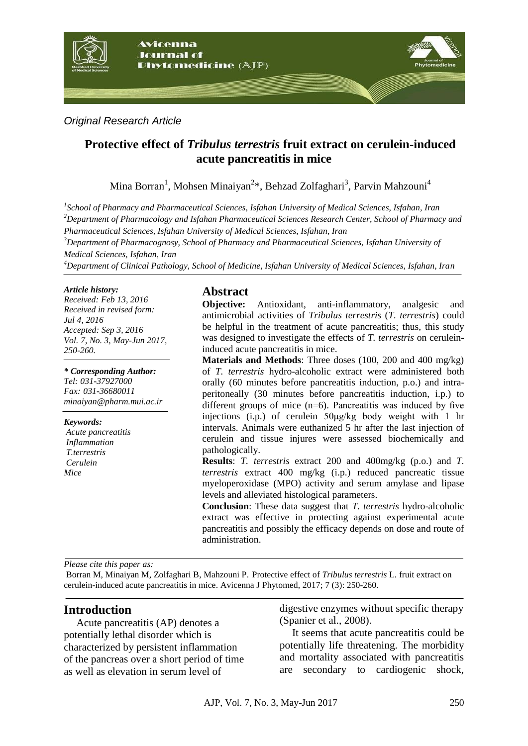*Original Research Article*

# Protective effect of *Tribulus terrestris* fruit extract on cerulein-induced acute pancreatitis in mice

Mina Borran[1], Mohsen Minaiyan[2]*, Behzad Zolfaghari[3], Parvin Mahzouni[4]

[1]*School of Pharmacy and Pharmaceutical Sciences, Isfahan University of Medical Sciences, Isfahan, Iran*
[2]*Department of Pharmacology and Isfahan Pharmaceutical Sciences Research Center, School of Pharmacy and Pharmaceutical Sciences, Isfahan University of Medical Sciences, Isfahan, Iran*
[3]*Department of Pharmacognosy, School of Pharmacy and Pharmaceutical Sciences, Isfahan University of Medical Sciences, Isfahan, Iran*
[4]*Department of Clinical Pathology, School of Medicine, Isfahan University of Medical Sciences, Isfahan, Iran*

***Article history:***
*Received: Feb 13, 2016*
*Received in revised form: Jul 4, 2016*
*Accepted: Sep 3, 2016*
*Vol. 7, No. 3, May-Jun 2017, 250-260.*

***\* Corresponding Author:***
*Tel: 031-37927000*
*Fax: 031-36680011*
*minaiyan@pharm.mui.ac.ir*

***Keywords:***
*Acute pancreatitis*
*Inflammation*
*T.terrestris*
*Cerulein*
*Mice*

## Abstract

**Objective:** Antioxidant, anti-inflammatory, analgesic and antimicrobial activities of *Tribulus terrestris* (*T. terrestris*) could be helpful in the treatment of acute pancreatitis; thus, this study was designed to investigate the effects of *T. terrestris* on cerulein-induced acute pancreatitis in mice.

**Materials and Methods**: Three doses (100, 200 and 400 mg/kg) of *T. terrestris* hydro-alcoholic extract were administered both orally (60 minutes before pancreatitis induction, p.o.) and intra-peritoneally (30 minutes before pancreatitis induction, i.p.) to different groups of mice (n=6). Pancreatitis was induced by five injections (i.p.) of cerulein 50μg/kg body weight with 1 hr intervals. Animals were euthanized 5 hr after the last injection of cerulein and tissue injures were assessed biochemically and pathologically.

**Results**: *T. terrestris* extract 200 and 400mg/kg (p.o.) and *T. terrestris* extract 400 mg/kg (i.p.) reduced pancreatic tissue myeloperoxidase (MPO) activity and serum amylase and lipase levels and alleviated histological parameters.

**Conclusion**: These data suggest that *T. terrestris* hydro-alcoholic extract was effective in protecting against experimental acute pancreatitis and possibly the efficacy depends on dose and route of administration.

*Please cite this paper as:*
Borran M, Minaiyan M, Zolfaghari B, Mahzouni P. Protective effect of *Tribulus terrestris* L. fruit extract on cerulein-induced acute pancreatitis in mice. Avicenna J Phytomed, 2017; 7 (3): 250-260.

## Introduction

Acute pancreatitis (AP) denotes a potentially lethal disorder which is characterized by persistent inflammation of the pancreas over a short period of time as well as elevation in serum level of digestive enzymes without specific therapy (Spanier et al., 2008).

It seems that acute pancreatitis could be potentially life threatening. The morbidity and mortality associated with pancreatitis are secondary to cardiogenic shock,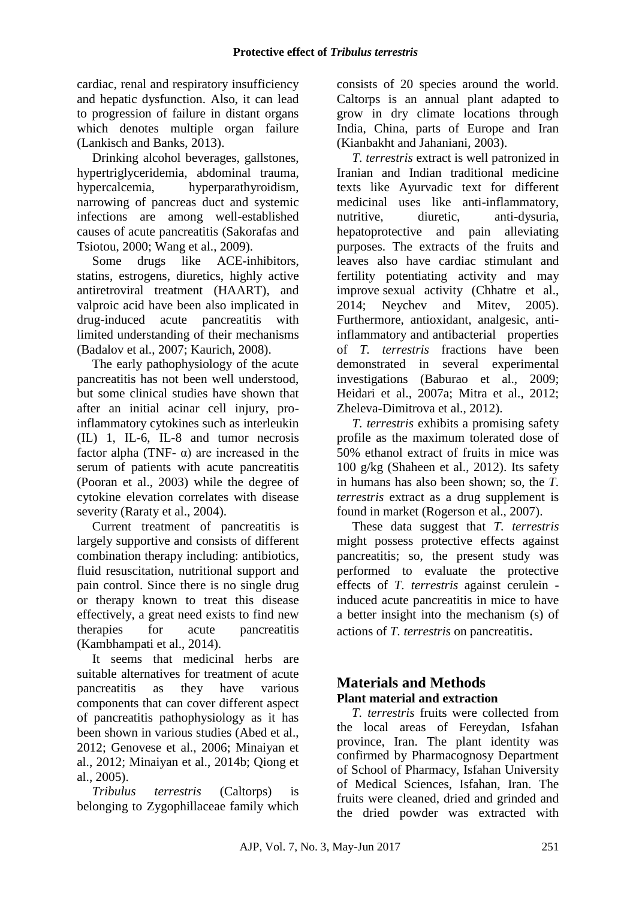cardiac, renal and respiratory insufficiency and hepatic dysfunction. Also, it can lead to progression of failure in distant organs which denotes multiple organ failure (Lankisch and Banks, 2013).

Drinking alcohol beverages, gallstones, hypertriglyceridemia, abdominal trauma, hypercalcemia, hyperparathyroidism, narrowing of pancreas duct and systemic infections are among well-established causes of acute pancreatitis (Sakorafas and Tsiotou, 2000; Wang et al., 2009).

Some drugs like ACE-inhibitors, statins, estrogens, diuretics, highly active antiretroviral treatment (HAART), and valproic acid have been also implicated in drug-induced acute pancreatitis with limited understanding of their mechanisms (Badalov et al., 2007; Kaurich, 2008).

The early pathophysiology of the acute pancreatitis has not been well understood, but some clinical studies have shown that after an initial acinar cell injury, pro-inflammatory cytokines such as interleukin (IL) 1, IL-6, IL-8 and tumor necrosis factor alpha (TNF- α) are increased in the serum of patients with acute pancreatitis (Pooran et al., 2003) while the degree of cytokine elevation correlates with disease severity (Raraty et al., 2004).

Current treatment of pancreatitis is largely supportive and consists of different combination therapy including: antibiotics, fluid resuscitation, nutritional support and pain control. Since there is no single drug or therapy known to treat this disease effectively, a great need exists to find new therapies for acute pancreatitis (Kambhampati et al., 2014).

It seems that medicinal herbs are suitable alternatives for treatment of acute pancreatitis as they have various components that can cover different aspect of pancreatitis pathophysiology as it has been shown in various studies (Abed et al., 2012; Genovese et al., 2006; Minaiyan et al., 2012; Minaiyan et al., 2014b; Qiong et al., 2005).

*Tribulus terrestris* (Caltorps) is belonging to Zygophillaceae family which consists of 20 species around the world. Caltorps is an annual plant adapted to grow in dry climate locations through India, China, parts of Europe and Iran (Kianbakht and Jahaniani, 2003).

*T. terrestris* extract is well patronized in Iranian and Indian traditional medicine texts like Ayurvadic text for different medicinal uses like anti-inflammatory, nutritive, diuretic, anti-dysuria, hepatoprotective and pain alleviating purposes. The extracts of the fruits and leaves also have cardiac stimulant and fertility potentiating activity and may improve sexual activity (Chhatre et al., 2014; Neychev and Mitev, 2005). Furthermore, antioxidant, analgesic, anti-inflammatory and antibacterial properties of *T. terrestris* fractions have been demonstrated in several experimental investigations (Baburao et al., 2009; Heidari et al., 2007a; Mitra et al., 2012; Zheleva-Dimitrova et al., 2012).

*T. terrestris* exhibits a promising safety profile as the maximum tolerated dose of 50% ethanol extract of fruits in mice was 100 g/kg (Shaheen et al., 2012). Its safety in humans has also been shown; so, the *T. terrestris* extract as a drug supplement is found in market (Rogerson et al., 2007).

These data suggest that *T. terrestris* might possess protective effects against pancreatitis; so, the present study was performed to evaluate the protective effects of *T. terrestris* against cerulein - induced acute pancreatitis in mice to have a better insight into the mechanism (s) of actions of *T. terrestris* on pancreatitis.

## Materials and Methods

### Plant material and extraction

*T. terrestris* fruits were collected from the local areas of Fereydan, Isfahan province, Iran. The plant identity was confirmed by Pharmacognosy Department of School of Pharmacy, Isfahan University of Medical Sciences, Isfahan, Iran. The fruits were cleaned, dried and grinded and the dried powder was extracted with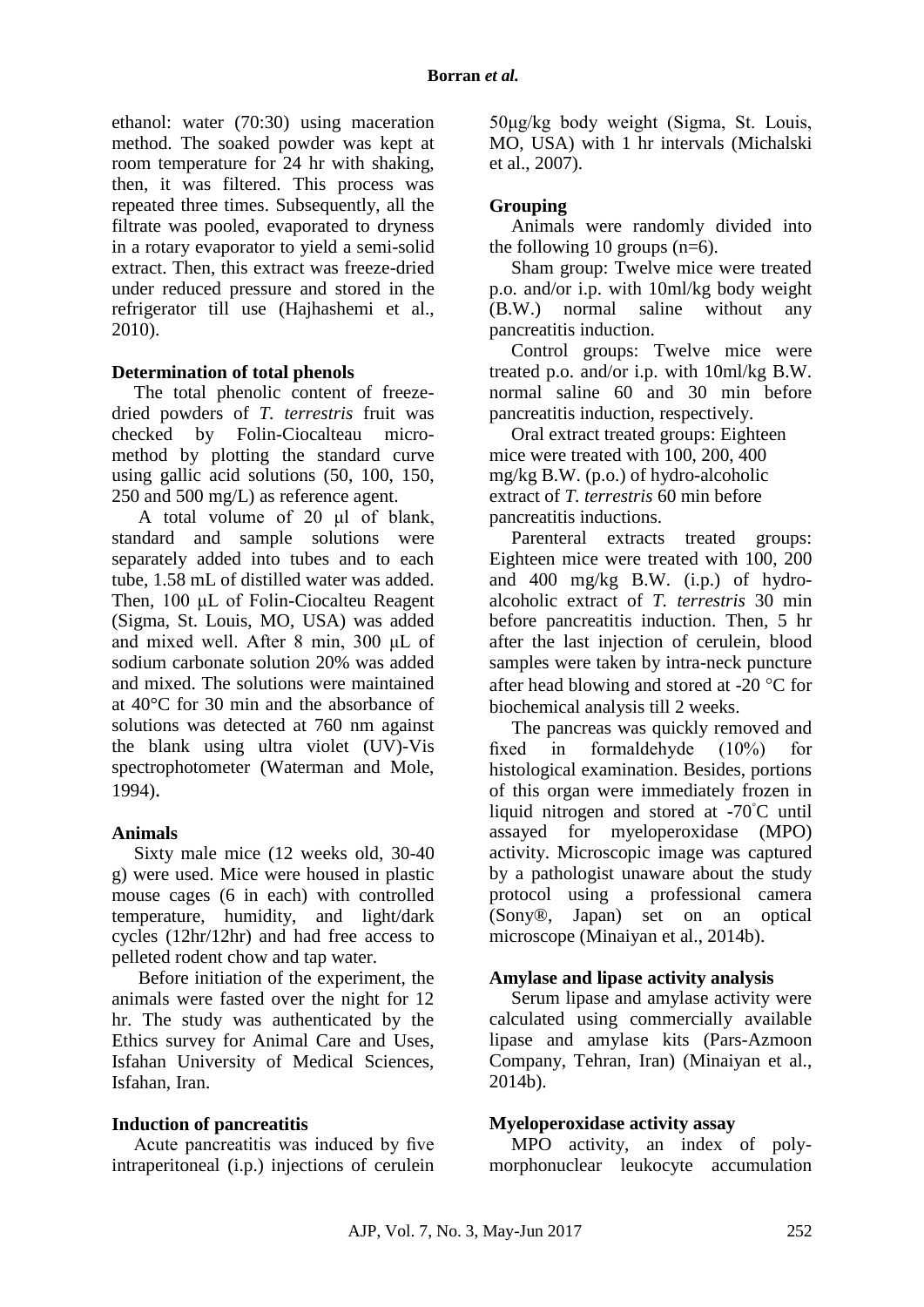ethanol: water (70:30) using maceration method. The soaked powder was kept at room temperature for 24 hr with shaking, then, it was filtered. This process was repeated three times. Subsequently, all the filtrate was pooled, evaporated to dryness in a rotary evaporator to yield a semi-solid extract. Then, this extract was freeze-dried under reduced pressure and stored in the refrigerator till use (Hajhashemi et al., 2010).

### Determination of total phenols

The total phenolic content of freeze-dried powders of *T. terrestris* fruit was checked by Folin-Ciocalteau micro-method by plotting the standard curve using gallic acid solutions (50, 100, 150, 250 and 500 mg/L) as reference agent.

A total volume of 20 μl of blank, standard and sample solutions were separately added into tubes and to each tube, 1.58 mL of distilled water was added. Then, 100 μL of Folin-Ciocalteu Reagent (Sigma, St. Louis, MO, USA) was added and mixed well. After 8 min, 300 μL of sodium carbonate solution 20% was added and mixed. The solutions were maintained at 40°C for 30 min and the absorbance of solutions was detected at 760 nm against the blank using ultra violet (UV)-Vis spectrophotometer (Waterman and Mole, 1994).

### Animals

Sixty male mice (12 weeks old, 30-40 g) were used. Mice were housed in plastic mouse cages (6 in each) with controlled temperature, humidity, and light/dark cycles (12hr/12hr) and had free access to pelleted rodent chow and tap water.

Before initiation of the experiment, the animals were fasted over the night for 12 hr. The study was authenticated by the Ethics survey for Animal Care and Uses, Isfahan University of Medical Sciences, Isfahan, Iran.

### Induction of pancreatitis

Acute pancreatitis was induced by five intraperitoneal (i.p.) injections of cerulein 50μg/kg body weight (Sigma, St. Louis, MO, USA) with 1 hr intervals (Michalski et al., 2007).

### Grouping

Animals were randomly divided into the following 10 groups (n=6).

Sham group: Twelve mice were treated p.o. and/or i.p. with 10ml/kg body weight (B.W.) normal saline without any pancreatitis induction.

Control groups: Twelve mice were treated p.o. and/or i.p. with 10ml/kg B.W. normal saline 60 and 30 min before pancreatitis induction, respectively.

Oral extract treated groups: Eighteen mice were treated with 100, 200, 400 mg/kg B.W. (p.o.) of hydro-alcoholic extract of *T. terrestris* 60 min before pancreatitis inductions.

Parenteral extracts treated groups: Eighteen mice were treated with 100, 200 and 400 mg/kg B.W. (i.p.) of hydro-alcoholic extract of *T. terrestris* 30 min before pancreatitis induction. Then, 5 hr after the last injection of cerulein, blood samples were taken by intra-neck puncture after head blowing and stored at -20 °C for biochemical analysis till 2 weeks.

The pancreas was quickly removed and fixed in formaldehyde (10%) for histological examination. Besides, portions of this organ were immediately frozen in liquid nitrogen and stored at -70°C until assayed for myeloperoxidase (MPO) activity. Microscopic image was captured by a pathologist unaware about the study protocol using a professional camera (Sony®, Japan) set on an optical microscope (Minaiyan et al., 2014b).

### Amylase and lipase activity analysis

Serum lipase and amylase activity were calculated using commercially available lipase and amylase kits (Pars-Azmoon Company, Tehran, Iran) (Minaiyan et al., 2014b).

### Myeloperoxidase activity assay

MPO activity, an index of poly-morphonuclear leukocyte accumulation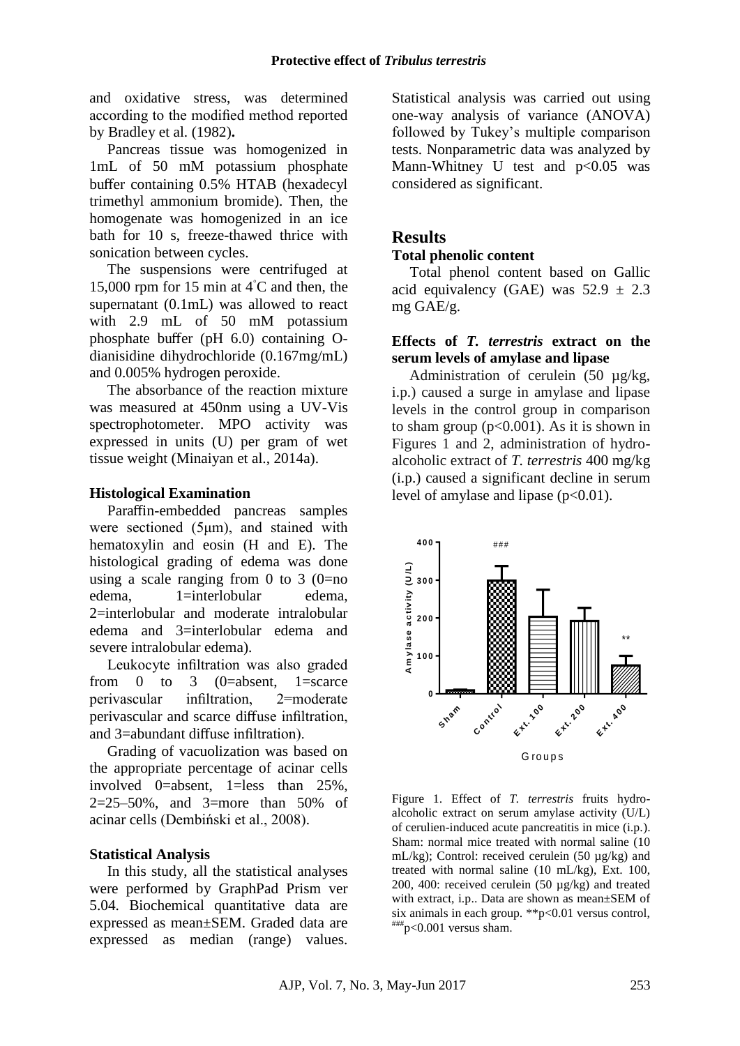and oxidative stress, was determined according to the modified method reported by Bradley et al. (1982)**.**

Pancreas tissue was homogenized in 1mL of 50 mM potassium phosphate buffer containing 0.5% HTAB (hexadecyl trimethyl ammonium bromide). Then, the homogenate was homogenized in an ice bath for 10 s, freeze-thawed thrice with sonication between cycles.

The suspensions were centrifuged at 15,000 rpm for 15 min at 4°C and then, the supernatant (0.1mL) was allowed to react with 2.9 mL of 50 mM potassium phosphate buffer (pH 6.0) containing O-dianisidine dihydrochloride (0.167mg/mL) and 0.005% hydrogen peroxide.

The absorbance of the reaction mixture was measured at 450nm using a UV-Vis spectrophotometer. MPO activity was expressed in units (U) per gram of wet tissue weight (Minaiyan et al., 2014a).

#### Histological Examination

Paraffin-embedded pancreas samples were sectioned (5μm), and stained with hematoxylin and eosin (H and E). The histological grading of edema was done using a scale ranging from 0 to 3 (0=no edema, 1=interlobular edema, 2=interlobular and moderate intralobular edema and 3=interlobular edema and severe intralobular edema).

Leukocyte infiltration was also graded from 0 to 3 (0=absent, 1=scarce perivascular infiltration, 2=moderate perivascular and scarce diffuse infiltration, and 3=abundant diffuse infiltration).

Grading of vacuolization was based on the appropriate percentage of acinar cells involved 0=absent, 1=less than 25%, 2=25–50%, and 3=more than 50% of acinar cells (Dembiński et al., 2008).

#### Statistical Analysis

In this study, all the statistical analyses were performed by GraphPad Prism ver 5.04. Biochemical quantitative data are expressed as mean±SEM. Graded data are expressed as median (range) values. Statistical analysis was carried out using one-way analysis of variance (ANOVA) followed by Tukey's multiple comparison tests. Nonparametric data was analyzed by Mann-Whitney U test and $p<0.05$ was considered as significant.

## Results

#### Total phenolic content

Total phenol content based on Gallic acid equivalency (GAE) was 52.9 ± 2.3 mg GAE/g.

#### Effects of *T. terrestris* extract on the serum levels of amylase and lipase

Administration of cerulein (50 µg/kg, i.p.) caused a surge in amylase and lipase levels in the control group in comparison to sham group ($p<0.001$). As it is shown in Figures 1 and 2, administration of hydro-alcoholic extract of *T. terrestris* 400 mg/kg (i.p.) caused a significant decline in serum level of amylase and lipase ($p<0.01$).

Figure 1. Effect of *T. terrestris* fruits hydro-alcoholic extract on serum amylase activity (U/L) of cerulien-induced acute pancreatitis in mice (i.p.). Sham: normal mice treated with normal saline (10 mL/kg); Control: received cerulein (50 µg/kg) and treated with normal saline (10 mL/kg), Ext. 100, 200, 400: received cerulein (50 µg/kg) and treated with extract, i.p.. Data are shown as mean±SEM of six animals in each group. \*\*$p<0.01$ versus control, ###$p<0.001$ versus sham.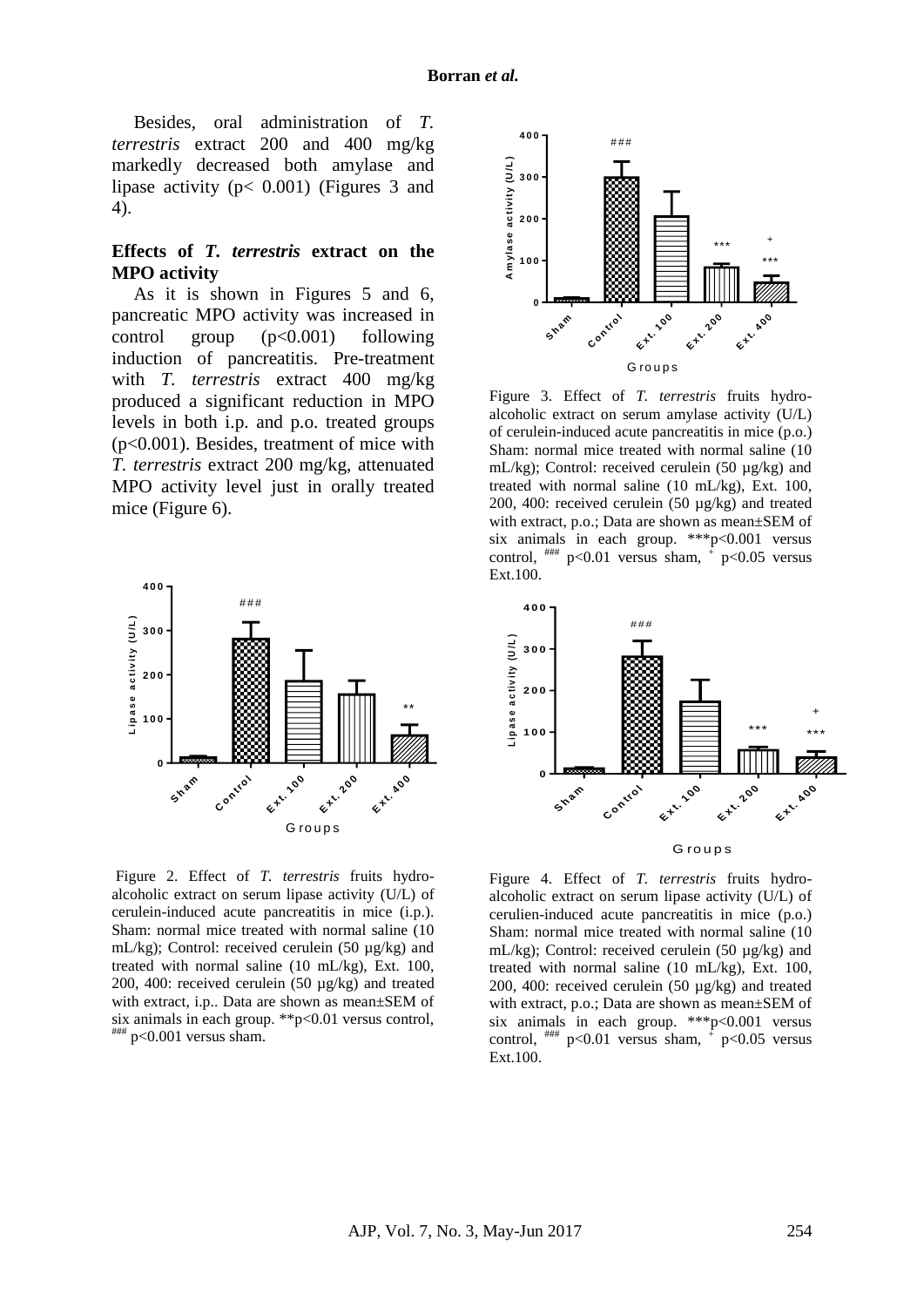Besides, oral administration of *T. terrestris* extract 200 and 400 mg/kg markedly decreased both amylase and lipase activity ($p < 0.001$) (Figures 3 and 4).

### Effects of *T. terrestris* extract on the MPO activity

As it is shown in Figures 5 and 6, pancreatic MPO activity was increased in control group ($p<0.001$) following induction of pancreatitis. Pre-treatment with *T. terrestris* extract 400 mg/kg produced a significant reduction in MPO levels in both i.p. and p.o. treated groups ($p<0.001$). Besides, treatment of mice with *T. terrestris* extract 200 mg/kg, attenuated MPO activity level just in orally treated mice (Figure 6).

Figure 3. Effect of *T. terrestris* fruits hydro-alcoholic extract on serum amylase activity (U/L) of cerulein-induced acute pancreatitis in mice (p.o.) Sham: normal mice treated with normal saline (10 mL/kg); Control: received cerulein (50 µg/kg) and treated with normal saline (10 mL/kg), Ext. 100, 200, 400: received cerulein (50 µg/kg) and treated with extract, p.o.; Data are shown as mean±SEM of six animals in each group. ***$p<0.001$ versus control, ### $p<0.01$ versus sham, + $p<0.05$ versus Ext.100.

Figure 2. Effect of *T. terrestris* fruits hydro-alcoholic extract on serum lipase activity (U/L) of cerulein-induced acute pancreatitis in mice (i.p.). Sham: normal mice treated with normal saline (10 mL/kg); Control: received cerulein (50 µg/kg) and treated with normal saline (10 mL/kg), Ext. 100, 200, 400: received cerulein (50 µg/kg) and treated with extract, i.p.. Data are shown as mean±SEM of six animals in each group. **$p<0.01$ versus control, ### $p<0.001$ versus sham.

Figure 4. Effect of *T. terrestris* fruits hydro-alcoholic extract on serum lipase activity (U/L) of cerulien-induced acute pancreatitis in mice (p.o.) Sham: normal mice treated with normal saline (10 mL/kg); Control: received cerulein (50 µg/kg) and treated with normal saline (10 mL/kg), Ext. 100, 200, 400: received cerulein (50 µg/kg) and treated with extract, p.o.; Data are shown as mean±SEM of six animals in each group. ***$p<0.001$ versus control, ### $p<0.01$ versus sham, + $p<0.05$ versus Ext.100.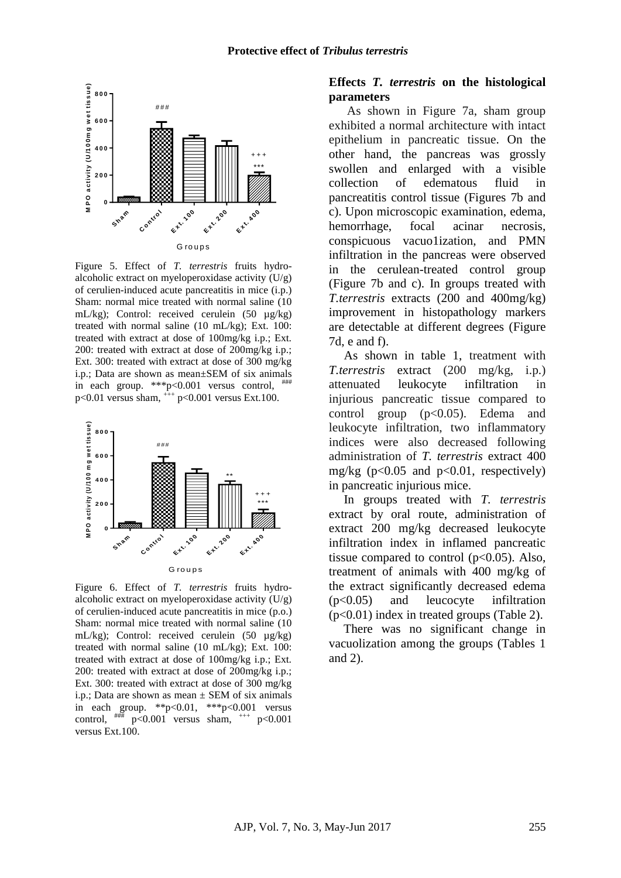Figure 5. Effect of *T. terrestris* fruits hydro-alcoholic extract on myeloperoxidase activity (U/g) of cerulien-induced acute pancreatitis in mice (i.p.) Sham: normal mice treated with normal saline (10 mL/kg); Control: received cerulein (50 µg/kg) treated with normal saline (10 mL/kg); Ext. 100: treated with extract at dose of 100mg/kg i.p.; Ext. 200: treated with extract at dose of 200mg/kg i.p.; Ext. 300: treated with extract at dose of 300 mg/kg i.p.; Data are shown as mean±SEM of six animals in each group. ***p<0.001 versus control, ### p<0.01 versus sham, +++ p<0.001 versus Ext.100.

Figure 6. Effect of *T. terrestris* fruits hydro-alcoholic extract on myeloperoxidase activity (U/g) of cerulien-induced acute pancreatitis in mice (p.o.) Sham: normal mice treated with normal saline (10 mL/kg); Control: received cerulein (50 µg/kg) treated with normal saline (10 mL/kg); Ext. 100: treated with extract at dose of 100mg/kg i.p.; Ext. 200: treated with extract at dose of 200mg/kg i.p.; Ext. 300: treated with extract at dose of 300 mg/kg i.p.; Data are shown as mean ± SEM of six animals in each group. **p<0.01, ***p<0.001 versus control, ### p<0.001 versus sham, +++ p<0.001 versus Ext.100.

### Effects *T. terrestris* on the histological parameters

As shown in Figure 7a, sham group exhibited a normal architecture with intact epithelium in pancreatic tissue. On the other hand, the pancreas was grossly swollen and enlarged with a visible collection of edematous fluid in pancreatitis control tissue (Figures 7b and c). Upon microscopic examination, edema, hemorrhage, focal acinar necrosis, conspicuous vacuo1ization, and PMN infiltration in the pancreas were observed in the cerulean-treated control group (Figure 7b and c). In groups treated with *T.terrestris* extracts (200 and 400mg/kg) improvement in histopathology markers are detectable at different degrees (Figure 7d, e and f).

As shown in table 1, treatment with *T.terrestris* extract (200 mg/kg, i.p.) attenuated leukocyte infiltration in injurious pancreatic tissue compared to control group ($p<0.05$). Edema and leukocyte infiltration, two inflammatory indices were also decreased following administration of *T. terrestris* extract 400 mg/kg ($p<0.05$ and $p<0.01$, respectively) in pancreatic injurious mice.

In groups treated with *T. terrestris* extract by oral route, administration of extract 200 mg/kg decreased leukocyte infiltration index in inflamed pancreatic tissue compared to control ($p<0.05$). Also, treatment of animals with 400 mg/kg of the extract significantly decreased edema ($p<0.05$) and leucocyte infiltration ($p<0.01$) index in treated groups (Table 2).

There was no significant change in vacuolization among the groups (Tables 1 and 2).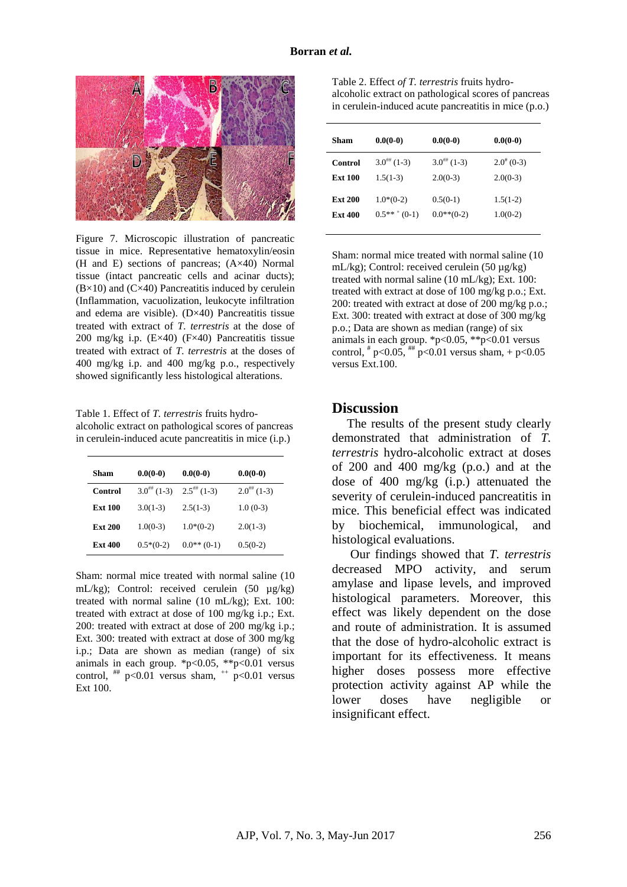Figure 7. Microscopic illustration of pancreatic tissue in mice. Representative hematoxylin/eosin (H and E) sections of pancreas; (A×40) Normal tissue (intact pancreatic cells and acinar ducts); (B×10) and (C×40) Pancreatitis induced by cerulein (Inflammation, vacuolization, leukocyte infiltration and edema are visible). (D×40) Pancreatitis tissue treated with extract of *T. terrestris* at the dose of 200 mg/kg i.p. (E×40) (F×40) Pancreatitis tissue treated with extract of *T. terrestris* at the doses of 400 mg/kg i.p. and 400 mg/kg p.o., respectively showed significantly less histological alterations.

Table 1. Effect of *T. terrestris* fruits hydro-alcoholic extract on pathological scores of pancreas in cerulein-induced acute pancreatitis in mice (i.p.)

| **Sham** | **0.0(0-0)** | **0.0(0-0)** | **0.0(0-0)** |
|---|---|---|---|
| **Control** | 3.0## (1-3) | 2.5## (1-3) | 2.0## (1-3) |
| **Ext 100** | 3.0(1-3) | 2.5(1-3) | 1.0 (0-3) |
| **Ext 200** | 1.0(0-3) | 1.0*(0-2) | 2.0(1-3) |
| **Ext 400** | 0.5*(0-2) | 0.0** (0-1) | 0.5(0-2) |

Sham: normal mice treated with normal saline (10 mL/kg); Control: received cerulein (50 µg/kg) treated with normal saline (10 mL/kg); Ext. 100: treated with extract at dose of 100 mg/kg i.p.; Ext. 200: treated with extract at dose of 200 mg/kg i.p.; Ext. 300: treated with extract at dose of 300 mg/kg i.p.; Data are shown as median (range) of six animals in each group. *p<0.05, **p<0.01 versus control, ## p<0.01 versus sham, ++ p<0.01 versus Ext 100.

Table 2. Effect *of T. terrestris* fruits hydro-alcoholic extract on pathological scores of pancreas in cerulein-induced acute pancreatitis in mice (p.o.)

| **Sham** | **0.0(0-0)** | **0.0(0-0)** | **0.0(0-0)** |
|---|---|---|---|
| **Control** | 3.0## (1-3) | 3.0## (1-3) | 2.0# (0-3) |
| **Ext 100** | 1.5(1-3) | 2.0(0-3) | 2.0(0-3) |
| **Ext 200** | 1.0*(0-2) | 0.5(0-1) | 1.5(1-2) |
| **Ext 400** | 0.5** + (0-1) | 0.0**(0-2) | 1.0(0-2) |

Sham: normal mice treated with normal saline (10 mL/kg); Control: received cerulein (50 µg/kg) treated with normal saline (10 mL/kg); Ext. 100: treated with extract at dose of 100 mg/kg p.o.; Ext. 200: treated with extract at dose of 200 mg/kg p.o.; Ext. 300: treated with extract at dose of 300 mg/kg p.o.; Data are shown as median (range) of six animals in each group. *p<0.05, **p<0.01 versus control, # p<0.05, ## p<0.01 versus sham, + p<0.05 versus Ext.100.

## Discussion

The results of the present study clearly demonstrated that administration of *T. terrestris* hydro-alcoholic extract at doses of 200 and 400 mg/kg (p.o.) and at the dose of 400 mg/kg (i.p.) attenuated the severity of cerulein-induced pancreatitis in mice. This beneficial effect was indicated by biochemical, immunological, and histological evaluations.

Our findings showed that *T. terrestris* decreased MPO activity, and serum amylase and lipase levels, and improved histological parameters. Moreover, this effect was likely dependent on the dose and route of administration. It is assumed that the dose of hydro-alcoholic extract is important for its effectiveness. It means higher doses possess more effective protection activity against AP while the lower doses have negligible or insignificant effect.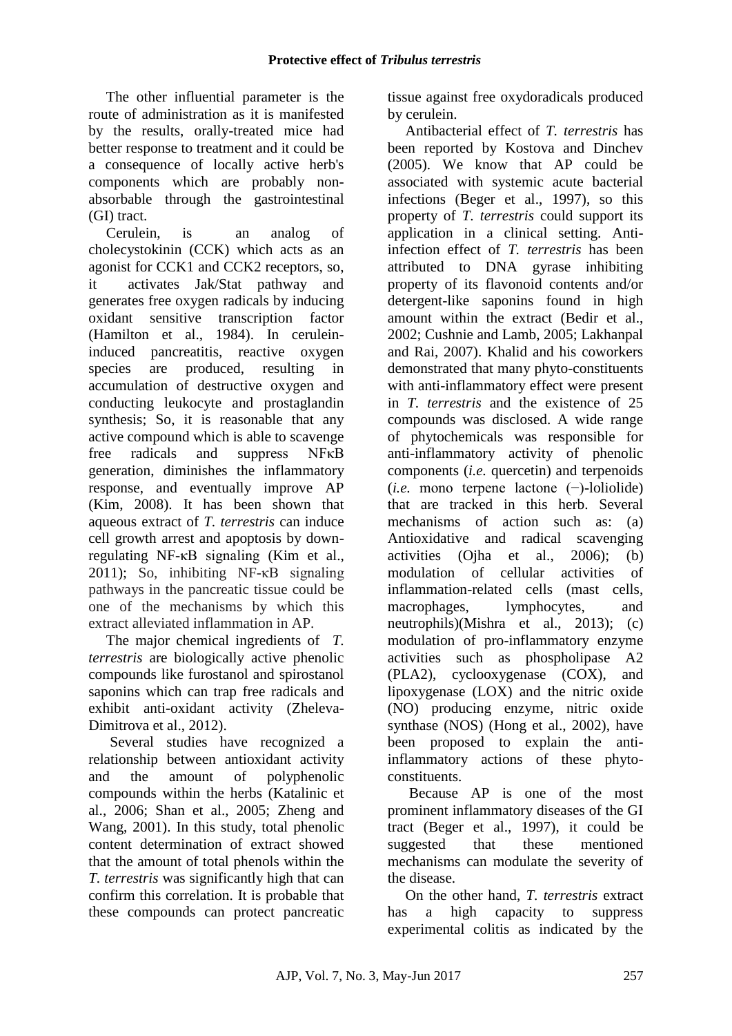The other influential parameter is the route of administration as it is manifested by the results, orally-treated mice had better response to treatment and it could be a consequence of locally active herb's components which are probably non-absorbable through the gastrointestinal (GI) tract.

Cerulein, is an analog of cholecystokinin (CCK) which acts as an agonist for CCK1 and CCK2 receptors, so, it activates Jak/Stat pathway and generates free oxygen radicals by inducing oxidant sensitive transcription factor (Hamilton et al., 1984). In cerulein-induced pancreatitis, reactive oxygen species are produced, resulting in accumulation of destructive oxygen and conducting leukocyte and prostaglandin synthesis; So, it is reasonable that any active compound which is able to scavenge free radicals and suppress NFκB generation, diminishes the inflammatory response, and eventually improve AP (Kim, 2008). It has been shown that aqueous extract of *T. terrestris* can induce cell growth arrest and apoptosis by down-regulating NF-κB signaling (Kim et al., 2011); So, inhibiting NF-κB signaling pathways in the pancreatic tissue could be one of the mechanisms by which this extract alleviated inflammation in AP.

The major chemical ingredients of *T. terrestris* are biologically active phenolic compounds like furostanol and spirostanol saponins which can trap free radicals and exhibit anti-oxidant activity (Zheleva-Dimitrova et al., 2012).

Several studies have recognized a relationship between antioxidant activity and the amount of polyphenolic compounds within the herbs (Katalinic et al., 2006; Shan et al., 2005; Zheng and Wang, 2001). In this study, total phenolic content determination of extract showed that the amount of total phenols within the *T. terrestris* was significantly high that can confirm this correlation. It is probable that these compounds can protect pancreatic tissue against free oxydoradicals produced by cerulein.

Antibacterial effect of *T. terrestris* has been reported by Kostova and Dinchev (2005). We know that AP could be associated with systemic acute bacterial infections (Beger et al., 1997), so this property of *T. terrestris* could support its application in a clinical setting. Anti-infection effect of *T. terrestris* has been attributed to DNA gyrase inhibiting property of its flavonoid contents and/or detergent-like saponins found in high amount within the extract (Bedir et al., 2002; Cushnie and Lamb, 2005; Lakhanpal and Rai, 2007). Khalid and his coworkers demonstrated that many phyto-constituents with anti-inflammatory effect were present in *T. terrestris* and the existence of 25 compounds was disclosed. A wide range of phytochemicals was responsible for anti-inflammatory activity of phenolic components (*i.e.* quercetin) and terpenoids (*i.e.* mono terpene lactone (−)-loliolide) that are tracked in this herb. Several mechanisms of action such as: (a) Antioxidative and radical scavenging activities (Ojha et al., 2006); (b) modulation of cellular activities of inflammation-related cells (mast cells, macrophages, lymphocytes, and neutrophils)(Mishra et al., 2013); (c) modulation of pro-inflammatory enzyme activities such as phospholipase A2 (PLA2), cyclooxygenase (COX), and lipoxygenase (LOX) and the nitric oxide (NO) producing enzyme, nitric oxide synthase (NOS) (Hong et al., 2002), have been proposed to explain the anti-inflammatory actions of these phyto-constituents.

Because AP is one of the most prominent inflammatory diseases of the GI tract (Beger et al., 1997), it could be suggested that these mentioned mechanisms can modulate the severity of the disease.

On the other hand, *T. terrestris* extract has a high capacity to suppress experimental colitis as indicated by the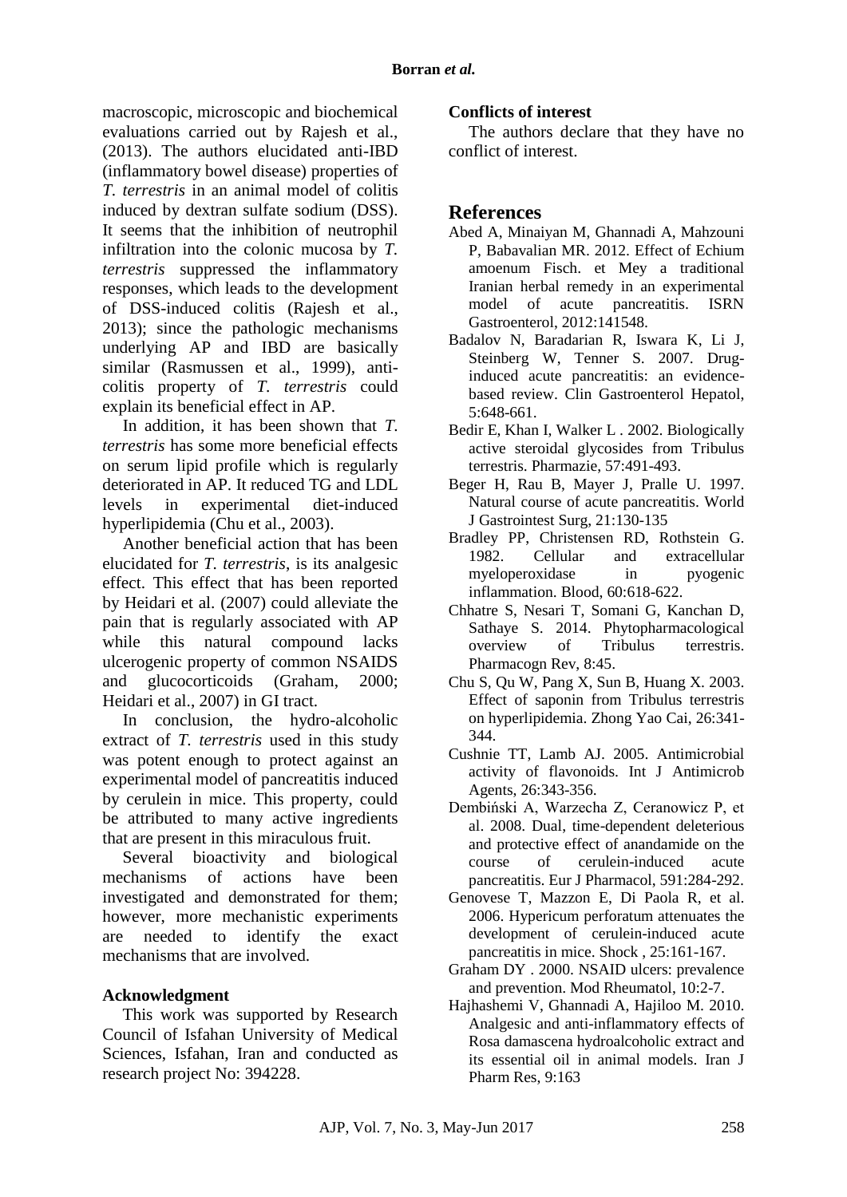macroscopic, microscopic and biochemical evaluations carried out by Rajesh et al., (2013). The authors elucidated anti-IBD (inflammatory bowel disease) properties of *T. terrestris* in an animal model of colitis induced by dextran sulfate sodium (DSS). It seems that the inhibition of neutrophil infiltration into the colonic mucosa by *T. terrestris* suppressed the inflammatory responses, which leads to the development of DSS-induced colitis (Rajesh et al., 2013); since the pathologic mechanisms underlying AP and IBD are basically similar (Rasmussen et al., 1999), anti-colitis property of *T. terrestris* could explain its beneficial effect in AP.

In addition, it has been shown that *T. terrestris* has some more beneficial effects on serum lipid profile which is regularly deteriorated in AP. It reduced TG and LDL levels in experimental diet-induced hyperlipidemia (Chu et al., 2003).

Another beneficial action that has been elucidated for *T. terrestris*, is its analgesic effect. This effect that has been reported by Heidari et al. (2007) could alleviate the pain that is regularly associated with AP while this natural compound lacks ulcerogenic property of common NSAIDS and glucocorticoids (Graham, 2000; Heidari et al., 2007) in GI tract.

In conclusion, the hydro-alcoholic extract of *T. terrestris* used in this study was potent enough to protect against an experimental model of pancreatitis induced by cerulein in mice. This property, could be attributed to many active ingredients that are present in this miraculous fruit.

Several bioactivity and biological mechanisms of actions have been investigated and demonstrated for them; however, more mechanistic experiments are needed to identify the exact mechanisms that are involved.

### Acknowledgment

This work was supported by Research Council of Isfahan University of Medical Sciences, Isfahan, Iran and conducted as research project No: 394228.

### Conflicts of interest

The authors declare that they have no conflict of interest.

## References

Abed A, Minaiyan M, Ghannadi A, Mahzouni P, Babavalian MR. 2012. Effect of Echium amoenum Fisch. et Mey a traditional Iranian herbal remedy in an experimental model of acute pancreatitis. ISRN Gastroenterol, 2012:141548.

Badalov N, Baradarian R, Iswara K, Li J, Steinberg W, Tenner S. 2007. Drug-induced acute pancreatitis: an evidence-based review. Clin Gastroenterol Hepatol, 5:648-661.

Bedir E, Khan I, Walker L . 2002. Biologically active steroidal glycosides from Tribulus terrestris. Pharmazie, 57:491-493.

Beger H, Rau B, Mayer J, Pralle U. 1997. Natural course of acute pancreatitis. World J Gastrointest Surg, 21:130-135

Bradley PP, Christensen RD, Rothstein G. 1982. Cellular and extracellular myeloperoxidase in pyogenic inflammation. Blood, 60:618-622.

Chhatre S, Nesari T, Somani G, Kanchan D, Sathaye S. 2014. Phytopharmacological overview of Tribulus terrestris. Pharmacogn Rev, 8:45.

Chu S, Qu W, Pang X, Sun B, Huang X. 2003. Effect of saponin from Tribulus terrestris on hyperlipidemia. Zhong Yao Cai, 26:341-344.

Cushnie TT, Lamb AJ. 2005. Antimicrobial activity of flavonoids. Int J Antimicrob Agents, 26:343-356.

Dembiński A, Warzecha Z, Ceranowicz P, et al. 2008. Dual, time-dependent deleterious and protective effect of anandamide on the course of cerulein-induced acute pancreatitis. Eur J Pharmacol, 591:284-292.

Genovese T, Mazzon E, Di Paola R, et al. 2006. Hypericum perforatum attenuates the development of cerulein-induced acute pancreatitis in mice. Shock , 25:161-167.

Graham DY . 2000. NSAID ulcers: prevalence and prevention. Mod Rheumatol, 10:2-7.

Hajhashemi V, Ghannadi A, Hajiloo M. 2010. Analgesic and anti-inflammatory effects of Rosa damascena hydroalcoholic extract and its essential oil in animal models. Iran J Pharm Res, 9:163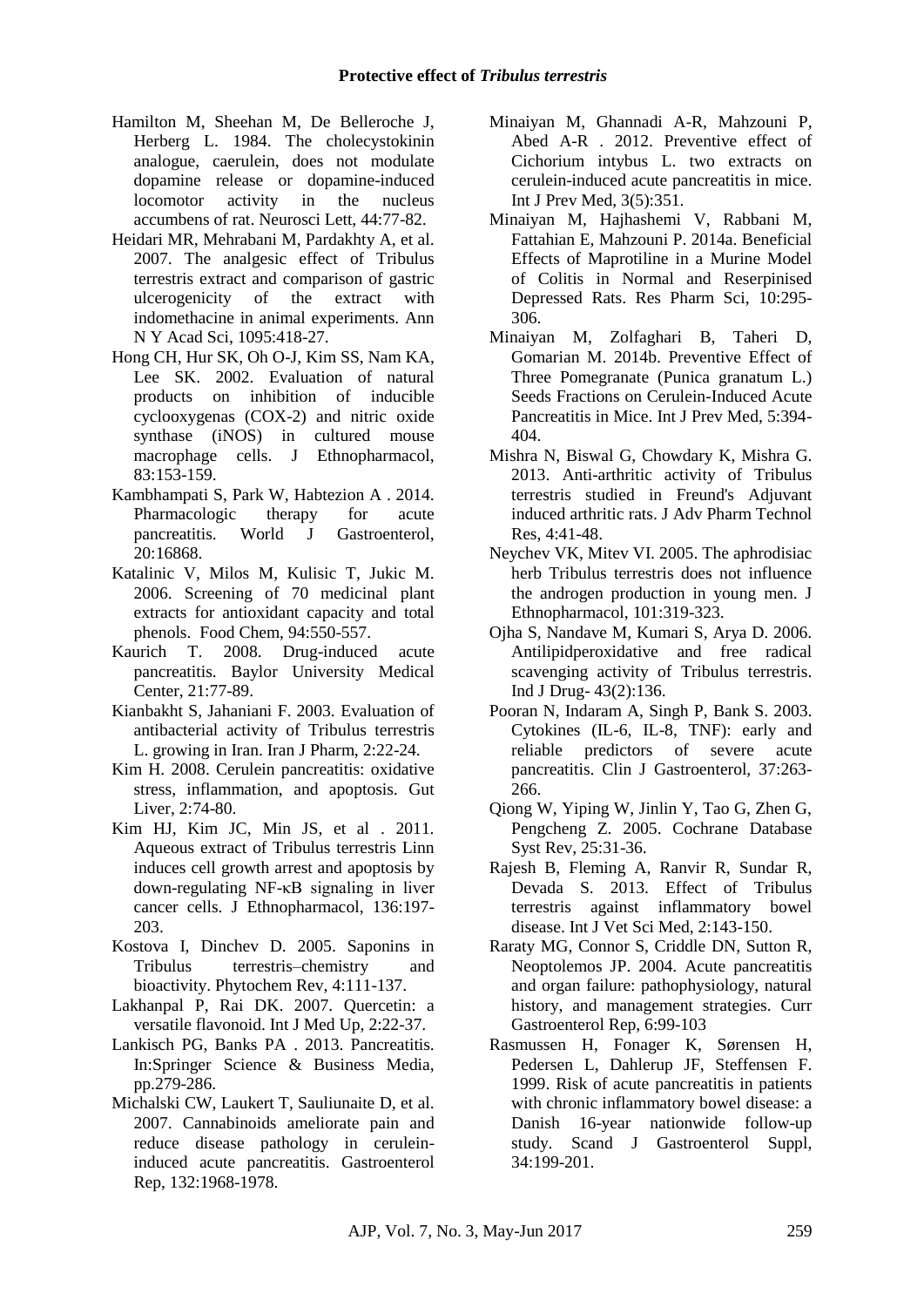Hamilton M, Sheehan M, De Belleroche J, Herberg L. 1984. The cholecystokinin analogue, caerulein, does not modulate dopamine release or dopamine-induced locomotor activity in the nucleus accumbens of rat. Neurosci Lett, 44:77-82.

Heidari MR, Mehrabani M, Pardakhty A, et al. 2007. The analgesic effect of Tribulus terrestris extract and comparison of gastric ulcerogenicity of the extract with indomethacine in animal experiments. Ann N Y Acad Sci, 1095:418-27.

Hong CH, Hur SK, Oh O-J, Kim SS, Nam KA, Lee SK. 2002. Evaluation of natural products on inhibition of inducible cyclooxygenas (COX-2) and nitric oxide synthase (iNOS) in cultured mouse macrophage cells. J Ethnopharmacol, 83:153-159.

Kambhampati S, Park W, Habtezion A . 2014. Pharmacologic therapy for acute pancreatitis. World J Gastroenterol, 20:16868.

Katalinic V, Milos M, Kulisic T, Jukic M. 2006. Screening of 70 medicinal plant extracts for antioxidant capacity and total phenols. Food Chem, 94:550-557.

Kaurich T. 2008. Drug-induced acute pancreatitis. Baylor University Medical Center, 21:77-89.

Kianbakht S, Jahaniani F. 2003. Evaluation of antibacterial activity of Tribulus terrestris L. growing in Iran. Iran J Pharm, 2:22-24.

Kim H. 2008. Cerulein pancreatitis: oxidative stress, inflammation, and apoptosis. Gut Liver, 2:74-80.

Kim HJ, Kim JC, Min JS, et al . 2011. Aqueous extract of Tribulus terrestris Linn induces cell growth arrest and apoptosis by down-regulating NF-κB signaling in liver cancer cells. J Ethnopharmacol, 136:197-203.

Kostova I, Dinchev D. 2005. Saponins in Tribulus terrestris–chemistry and bioactivity. Phytochem Rev, 4:111-137.

Lakhanpal P, Rai DK. 2007. Quercetin: a versatile flavonoid. Int J Med Up, 2:22-37.

Lankisch PG, Banks PA . 2013. Pancreatitis. In:Springer Science & Business Media, pp.279-286.

Michalski CW, Laukert T, Sauliunaite D, et al. 2007. Cannabinoids ameliorate pain and reduce disease pathology in cerulein-induced acute pancreatitis. Gastroenterol Rep, 132:1968-1978.

Minaiyan M, Ghannadi A-R, Mahzouni P, Abed A-R . 2012. Preventive effect of Cichorium intybus L. two extracts on cerulein-induced acute pancreatitis in mice. Int J Prev Med, 3(5):351.

Minaiyan M, Hajhashemi V, Rabbani M, Fattahian E, Mahzouni P. 2014a. Beneficial Effects of Maprotiline in a Murine Model of Colitis in Normal and Reserpinised Depressed Rats. Res Pharm Sci, 10:295-306.

Minaiyan M, Zolfaghari B, Taheri D, Gomarian M. 2014b. Preventive Effect of Three Pomegranate (Punica granatum L.) Seeds Fractions on Cerulein-Induced Acute Pancreatitis in Mice. Int J Prev Med, 5:394-404.

Mishra N, Biswal G, Chowdary K, Mishra G. 2013. Anti-arthritic activity of Tribulus terrestris studied in Freund's Adjuvant induced arthritic rats. J Adv Pharm Technol Res, 4:41-48.

Neychev VK, Mitev VI. 2005. The aphrodisiac herb Tribulus terrestris does not influence the androgen production in young men. J Ethnopharmacol, 101:319-323.

Ojha S, Nandave M, Kumari S, Arya D. 2006. Antilipidperoxidative and free radical scavenging activity of Tribulus terrestris. Ind J Drug- 43(2):136.

Pooran N, Indaram A, Singh P, Bank S. 2003. Cytokines (IL-6, IL-8, TNF): early and reliable predictors of severe acute pancreatitis. Clin J Gastroenterol, 37:263-266.

Qiong W, Yiping W, Jinlin Y, Tao G, Zhen G, Pengcheng Z. 2005. Cochrane Database Syst Rev, 25:31-36.

Rajesh B, Fleming A, Ranvir R, Sundar R, Devada S. 2013. Effect of Tribulus terrestris against inflammatory bowel disease. Int J Vet Sci Med, 2:143-150.

Raraty MG, Connor S, Criddle DN, Sutton R, Neoptolemos JP. 2004. Acute pancreatitis and organ failure: pathophysiology, natural history, and management strategies. Curr Gastroenterol Rep, 6:99-103

Rasmussen H, Fonager K, Sørensen H, Pedersen L, Dahlerup JF, Steffensen F. 1999. Risk of acute pancreatitis in patients with chronic inflammatory bowel disease: a Danish 16-year nationwide follow-up study. Scand J Gastroenterol Suppl, 34:199-201.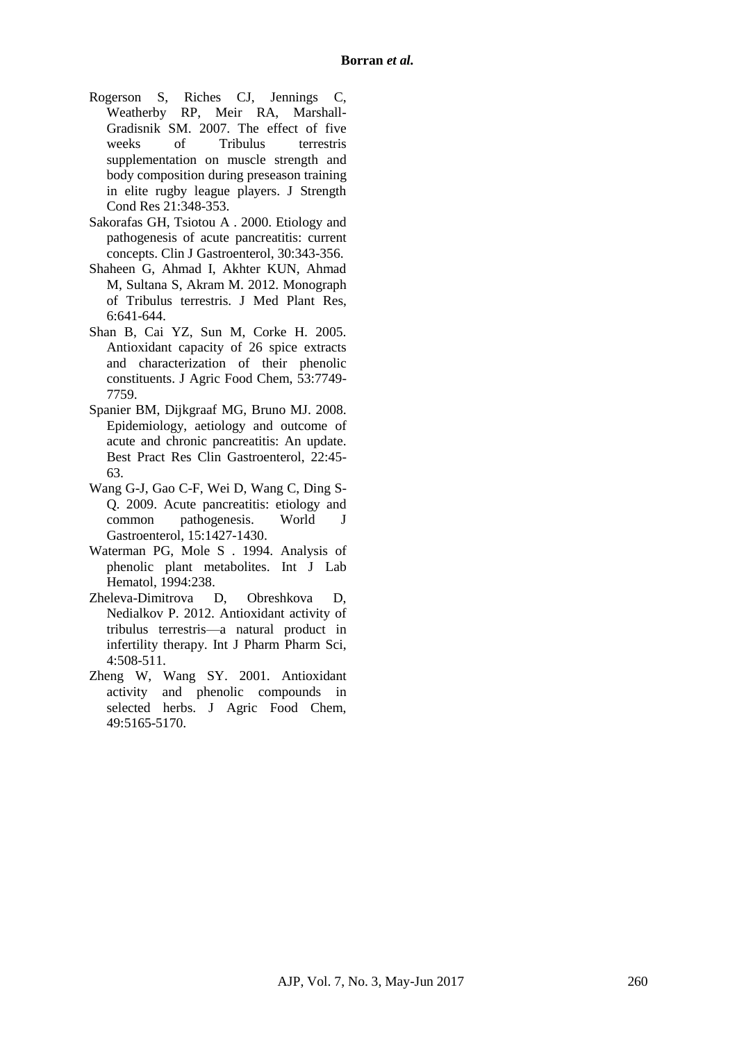Rogerson S, Riches CJ, Jennings C, Weatherby RP, Meir RA, Marshall-Gradisnik SM. 2007. The effect of five weeks of Tribulus terrestris supplementation on muscle strength and body composition during preseason training in elite rugby league players. J Strength Cond Res 21:348-353.

Sakorafas GH, Tsiotou A . 2000. Etiology and pathogenesis of acute pancreatitis: current concepts. Clin J Gastroenterol, 30:343-356.

Shaheen G, Ahmad I, Akhter KUN, Ahmad M, Sultana S, Akram M. 2012. Monograph of Tribulus terrestris. J Med Plant Res, 6:641-644.

Shan B, Cai YZ, Sun M, Corke H. 2005. Antioxidant capacity of 26 spice extracts and characterization of their phenolic constituents. J Agric Food Chem, 53:7749-7759.

Spanier BM, Dijkgraaf MG, Bruno MJ. 2008. Epidemiology, aetiology and outcome of acute and chronic pancreatitis: An update. Best Pract Res Clin Gastroenterol, 22:45-63.

Wang G-J, Gao C-F, Wei D, Wang C, Ding S-Q. 2009. Acute pancreatitis: etiology and common pathogenesis. World J Gastroenterol, 15:1427-1430.

Waterman PG, Mole S . 1994. Analysis of phenolic plant metabolites. Int J Lab Hematol, 1994:238.

Zheleva-Dimitrova D, Obreshkova D, Nedialkov P. 2012. Antioxidant activity of tribulus terrestris—a natural product in infertility therapy. Int J Pharm Pharm Sci, 4:508-511.

Zheng W, Wang SY. 2001. Antioxidant activity and phenolic compounds in selected herbs. J Agric Food Chem, 49:5165-5170.